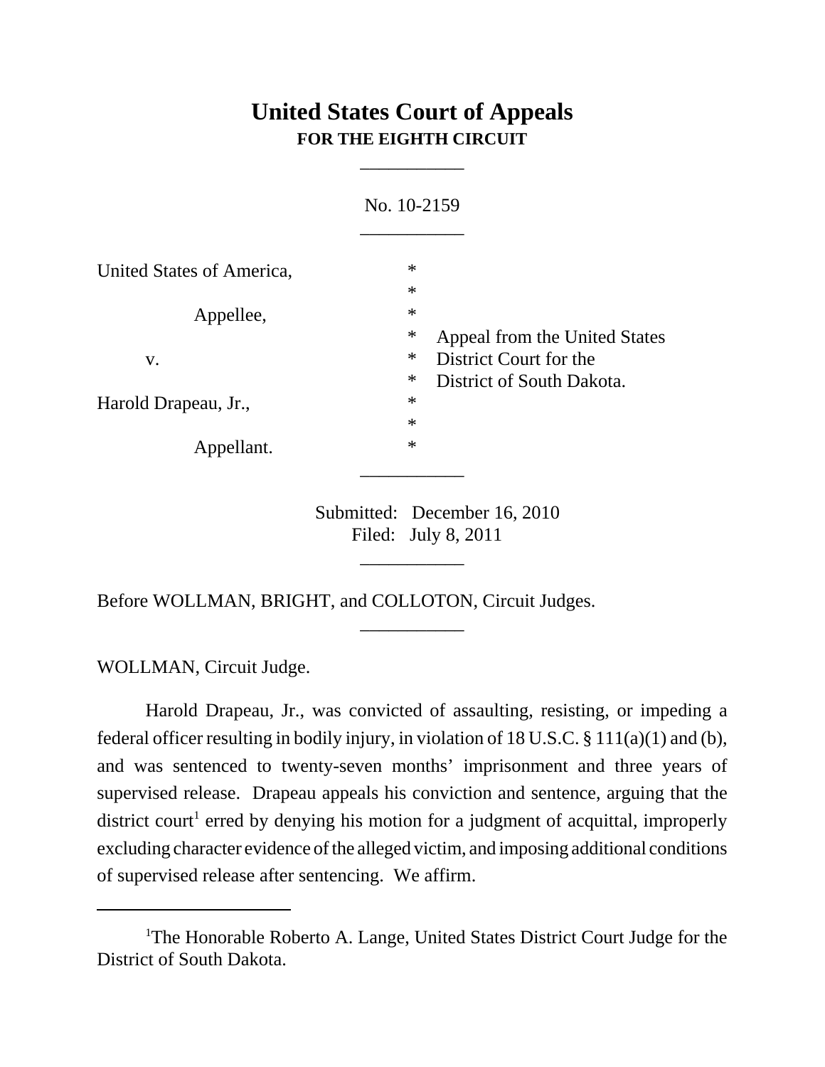# United States Court of Appeals
**FOR THE EIGHTH CIRCUIT**

---

No. 10-2159

---

| | | |
|---|---|---|
| United States of America, | * | |
| | * | |
| Appellee, | * | |
| | * | Appeal from the United States |
| v. | * | District Court for the |
| | * | District of South Dakota. |
| Harold Drapeau, Jr., | * | |
| | * | |
| Appellant. | * | |

---

Submitted: December 16, 2010
Filed: July 8, 2011

---

Before WOLLMAN, BRIGHT, and COLLOTON, Circuit Judges.

---

WOLLMAN, Circuit Judge.

Harold Drapeau, Jr., was convicted of assaulting, resisting, or impeding a federal officer resulting in bodily injury, in violation of 18 U.S.C. § 111(a)(1) and (b), and was sentenced to twenty-seven months' imprisonment and three years of supervised release. Drapeau appeals his conviction and sentence, arguing that the district court[1] erred by denying his motion for a judgment of acquittal, improperly excluding character evidence of the alleged victim, and imposing additional conditions of supervised release after sentencing. We affirm.

---

[1]The Honorable Roberto A. Lange, United States District Court Judge for the District of South Dakota.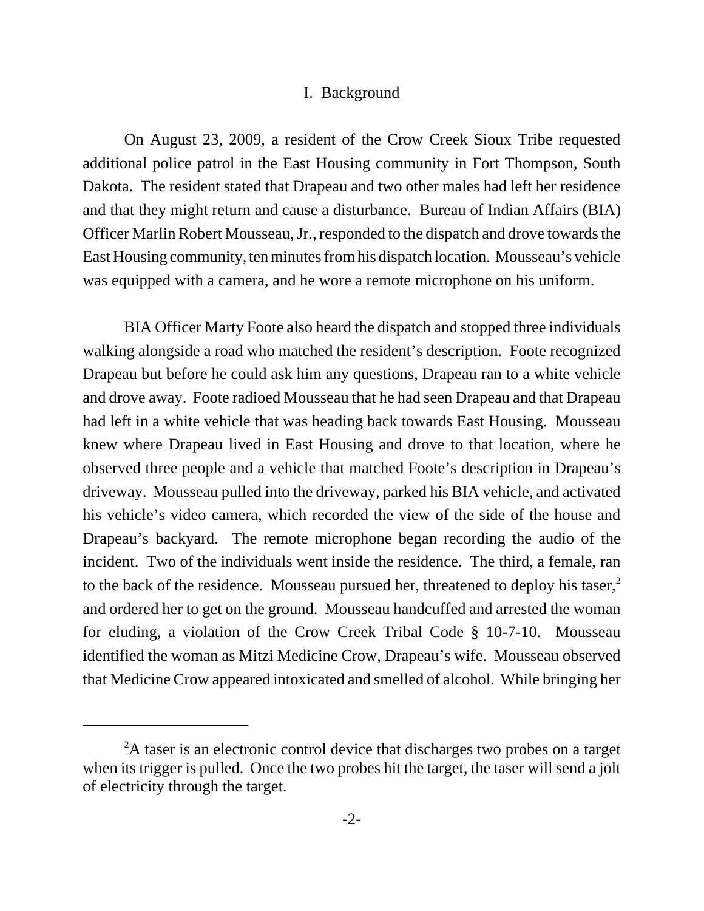## I. Background

On August 23, 2009, a resident of the Crow Creek Sioux Tribe requested additional police patrol in the East Housing community in Fort Thompson, South Dakota. The resident stated that Drapeau and two other males had left her residence and that they might return and cause a disturbance. Bureau of Indian Affairs (BIA) Officer Marlin Robert Mousseau, Jr., responded to the dispatch and drove towards the East Housing community, ten minutes from his dispatch location. Mousseau's vehicle was equipped with a camera, and he wore a remote microphone on his uniform.

BIA Officer Marty Foote also heard the dispatch and stopped three individuals walking alongside a road who matched the resident's description. Foote recognized Drapeau but before he could ask him any questions, Drapeau ran to a white vehicle and drove away. Foote radioed Mousseau that he had seen Drapeau and that Drapeau had left in a white vehicle that was heading back towards East Housing. Mousseau knew where Drapeau lived in East Housing and drove to that location, where he observed three people and a vehicle that matched Foote's description in Drapeau's driveway. Mousseau pulled into the driveway, parked his BIA vehicle, and activated his vehicle's video camera, which recorded the view of the side of the house and Drapeau's backyard. The remote microphone began recording the audio of the incident. Two of the individuals went inside the residence. The third, a female, ran to the back of the residence. Mousseau pursued her, threatened to deploy his taser,[2] and ordered her to get on the ground. Mousseau handcuffed and arrested the woman for eluding, a violation of the Crow Creek Tribal Code § 10-7-10. Mousseau identified the woman as Mitzi Medicine Crow, Drapeau's wife. Mousseau observed that Medicine Crow appeared intoxicated and smelled of alcohol. While bringing her

[2] A taser is an electronic control device that discharges two probes on a target when its trigger is pulled. Once the two probes hit the target, the taser will send a jolt of electricity through the target.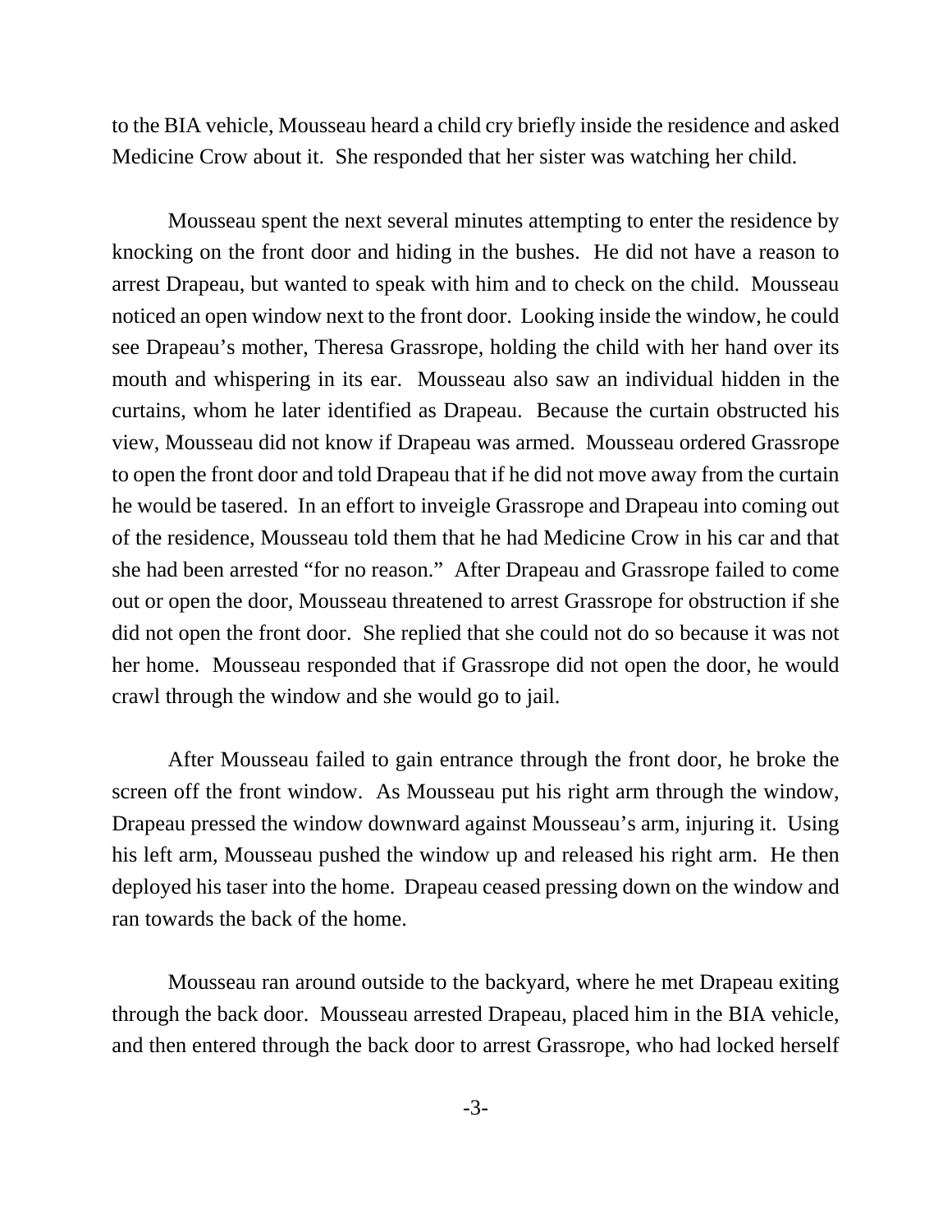to the BIA vehicle, Mousseau heard a child cry briefly inside the residence and asked Medicine Crow about it. She responded that her sister was watching her child.

Mousseau spent the next several minutes attempting to enter the residence by knocking on the front door and hiding in the bushes. He did not have a reason to arrest Drapeau, but wanted to speak with him and to check on the child. Mousseau noticed an open window next to the front door. Looking inside the window, he could see Drapeau's mother, Theresa Grassrope, holding the child with her hand over its mouth and whispering in its ear. Mousseau also saw an individual hidden in the curtains, whom he later identified as Drapeau. Because the curtain obstructed his view, Mousseau did not know if Drapeau was armed. Mousseau ordered Grassrope to open the front door and told Drapeau that if he did not move away from the curtain he would be tasered. In an effort to inveigle Grassrope and Drapeau into coming out of the residence, Mousseau told them that he had Medicine Crow in his car and that she had been arrested "for no reason." After Drapeau and Grassrope failed to come out or open the door, Mousseau threatened to arrest Grassrope for obstruction if she did not open the front door. She replied that she could not do so because it was not her home. Mousseau responded that if Grassrope did not open the door, he would crawl through the window and she would go to jail.

After Mousseau failed to gain entrance through the front door, he broke the screen off the front window. As Mousseau put his right arm through the window, Drapeau pressed the window downward against Mousseau's arm, injuring it. Using his left arm, Mousseau pushed the window up and released his right arm. He then deployed his taser into the home. Drapeau ceased pressing down on the window and ran towards the back of the home.

Mousseau ran around outside to the backyard, where he met Drapeau exiting through the back door. Mousseau arrested Drapeau, placed him in the BIA vehicle, and then entered through the back door to arrest Grassrope, who had locked herself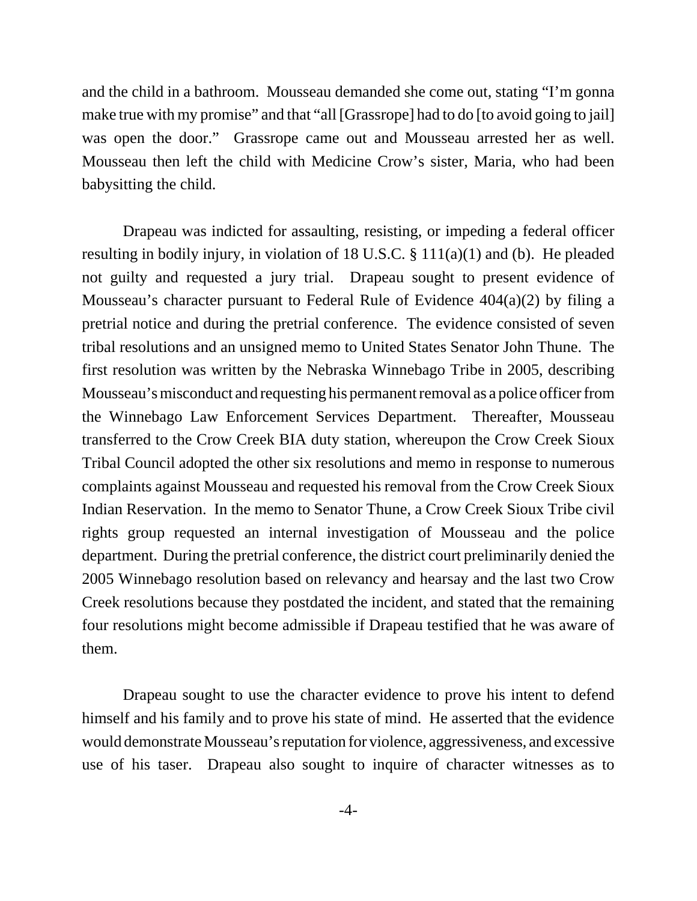and the child in a bathroom. Mousseau demanded she come out, stating "I'm gonna make true with my promise" and that "all [Grassrope] had to do [to avoid going to jail] was open the door." Grassrope came out and Mousseau arrested her as well. Mousseau then left the child with Medicine Crow's sister, Maria, who had been babysitting the child.

Drapeau was indicted for assaulting, resisting, or impeding a federal officer resulting in bodily injury, in violation of 18 U.S.C. § 111(a)(1) and (b). He pleaded not guilty and requested a jury trial. Drapeau sought to present evidence of Mousseau's character pursuant to Federal Rule of Evidence 404(a)(2) by filing a pretrial notice and during the pretrial conference. The evidence consisted of seven tribal resolutions and an unsigned memo to United States Senator John Thune. The first resolution was written by the Nebraska Winnebago Tribe in 2005, describing Mousseau's misconduct and requesting his permanent removal as a police officer from the Winnebago Law Enforcement Services Department. Thereafter, Mousseau transferred to the Crow Creek BIA duty station, whereupon the Crow Creek Sioux Tribal Council adopted the other six resolutions and memo in response to numerous complaints against Mousseau and requested his removal from the Crow Creek Sioux Indian Reservation. In the memo to Senator Thune, a Crow Creek Sioux Tribe civil rights group requested an internal investigation of Mousseau and the police department. During the pretrial conference, the district court preliminarily denied the 2005 Winnebago resolution based on relevancy and hearsay and the last two Crow Creek resolutions because they postdated the incident, and stated that the remaining four resolutions might become admissible if Drapeau testified that he was aware of them.

Drapeau sought to use the character evidence to prove his intent to defend himself and his family and to prove his state of mind. He asserted that the evidence would demonstrate Mousseau's reputation for violence, aggressiveness, and excessive use of his taser. Drapeau also sought to inquire of character witnesses as to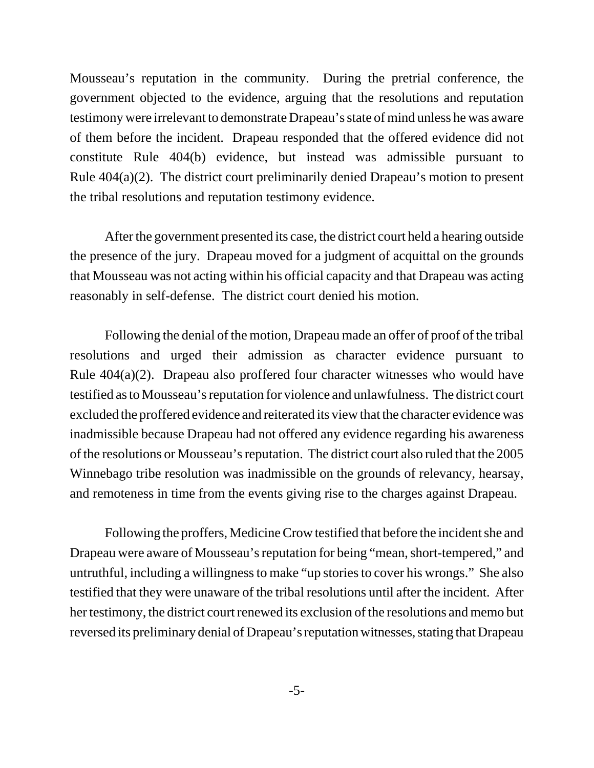Mousseau's reputation in the community. During the pretrial conference, the government objected to the evidence, arguing that the resolutions and reputation testimony were irrelevant to demonstrate Drapeau's state of mind unless he was aware of them before the incident. Drapeau responded that the offered evidence did not constitute Rule 404(b) evidence, but instead was admissible pursuant to Rule 404(a)(2). The district court preliminarily denied Drapeau's motion to present the tribal resolutions and reputation testimony evidence.

After the government presented its case, the district court held a hearing outside the presence of the jury. Drapeau moved for a judgment of acquittal on the grounds that Mousseau was not acting within his official capacity and that Drapeau was acting reasonably in self-defense. The district court denied his motion.

Following the denial of the motion, Drapeau made an offer of proof of the tribal resolutions and urged their admission as character evidence pursuant to Rule 404(a)(2). Drapeau also proffered four character witnesses who would have testified as to Mousseau's reputation for violence and unlawfulness. The district court excluded the proffered evidence and reiterated its view that the character evidence was inadmissible because Drapeau had not offered any evidence regarding his awareness of the resolutions or Mousseau's reputation. The district court also ruled that the 2005 Winnebago tribe resolution was inadmissible on the grounds of relevancy, hearsay, and remoteness in time from the events giving rise to the charges against Drapeau.

Following the proffers, Medicine Crow testified that before the incident she and Drapeau were aware of Mousseau's reputation for being "mean, short-tempered," and untruthful, including a willingness to make "up stories to cover his wrongs." She also testified that they were unaware of the tribal resolutions until after the incident. After her testimony, the district court renewed its exclusion of the resolutions and memo but reversed its preliminary denial of Drapeau's reputation witnesses, stating that Drapeau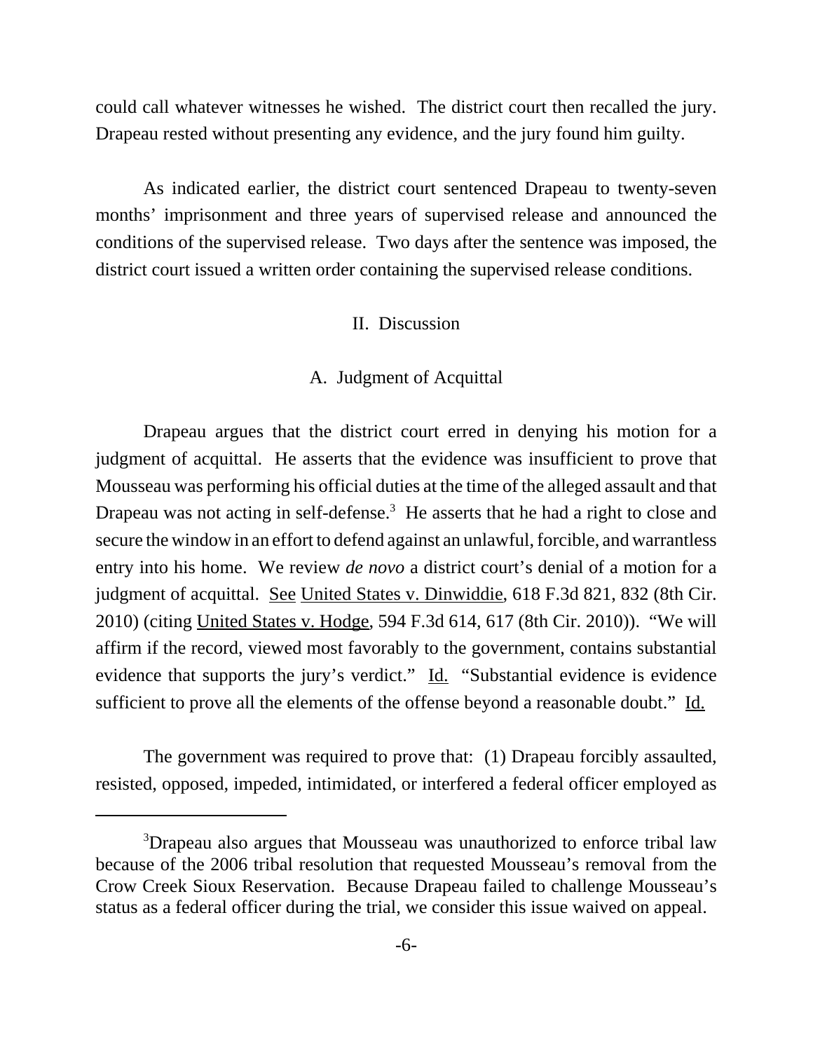could call whatever witnesses he wished. The district court then recalled the jury. Drapeau rested without presenting any evidence, and the jury found him guilty.

As indicated earlier, the district court sentenced Drapeau to twenty-seven months' imprisonment and three years of supervised release and announced the conditions of the supervised release. Two days after the sentence was imposed, the district court issued a written order containing the supervised release conditions.

## II. Discussion

### A. Judgment of Acquittal

Drapeau argues that the district court erred in denying his motion for a judgment of acquittal. He asserts that the evidence was insufficient to prove that Mousseau was performing his official duties at the time of the alleged assault and that Drapeau was not acting in self-defense.[3] He asserts that he had a right to close and secure the window in an effort to defend against an unlawful, forcible, and warrantless entry into his home. We review *de novo* a district court's denial of a motion for a judgment of acquittal. See United States v. Dinwiddie, 618 F.3d 821, 832 (8th Cir. 2010) (citing United States v. Hodge, 594 F.3d 614, 617 (8th Cir. 2010)). "We will affirm if the record, viewed most favorably to the government, contains substantial evidence that supports the jury's verdict." Id. "Substantial evidence is evidence sufficient to prove all the elements of the offense beyond a reasonable doubt." Id.

The government was required to prove that: (1) Drapeau forcibly assaulted, resisted, opposed, impeded, intimidated, or interfered a federal officer employed as

---

[3]Drapeau also argues that Mousseau was unauthorized to enforce tribal law because of the 2006 tribal resolution that requested Mousseau's removal from the Crow Creek Sioux Reservation. Because Drapeau failed to challenge Mousseau's status as a federal officer during the trial, we consider this issue waived on appeal.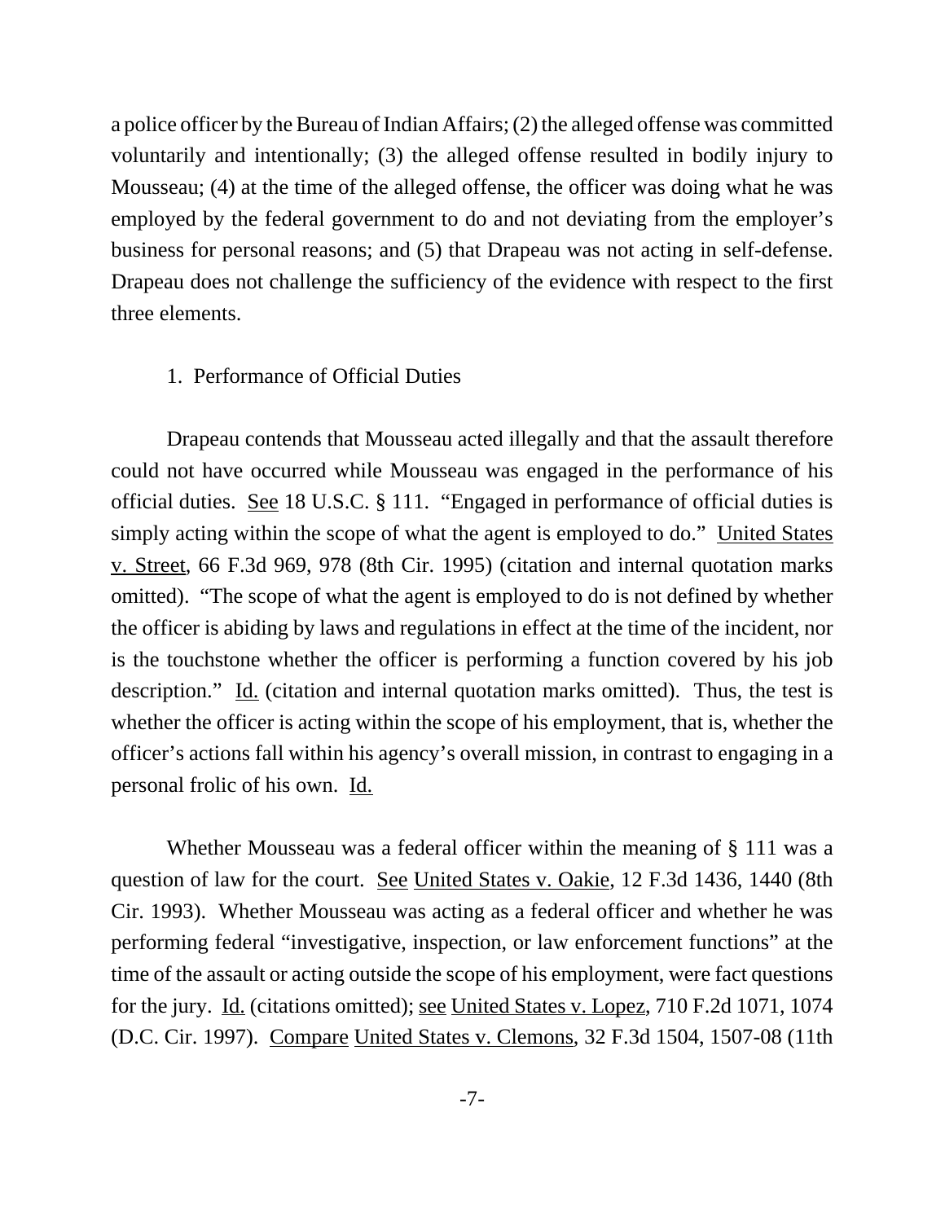a police officer by the Bureau of Indian Affairs; (2) the alleged offense was committed voluntarily and intentionally; (3) the alleged offense resulted in bodily injury to Mousseau; (4) at the time of the alleged offense, the officer was doing what he was employed by the federal government to do and not deviating from the employer's business for personal reasons; and (5) that Drapeau was not acting in self-defense. Drapeau does not challenge the sufficiency of the evidence with respect to the first three elements.

1. Performance of Official Duties

Drapeau contends that Mousseau acted illegally and that the assault therefore could not have occurred while Mousseau was engaged in the performance of his official duties. See 18 U.S.C. § 111. "Engaged in performance of official duties is simply acting within the scope of what the agent is employed to do." United States v. Street, 66 F.3d 969, 978 (8th Cir. 1995) (citation and internal quotation marks omitted). "The scope of what the agent is employed to do is not defined by whether the officer is abiding by laws and regulations in effect at the time of the incident, nor is the touchstone whether the officer is performing a function covered by his job description." Id. (citation and internal quotation marks omitted). Thus, the test is whether the officer is acting within the scope of his employment, that is, whether the officer's actions fall within his agency's overall mission, in contrast to engaging in a personal frolic of his own. Id.

Whether Mousseau was a federal officer within the meaning of § 111 was a question of law for the court. See United States v. Oakie, 12 F.3d 1436, 1440 (8th Cir. 1993). Whether Mousseau was acting as a federal officer and whether he was performing federal "investigative, inspection, or law enforcement functions" at the time of the assault or acting outside the scope of his employment, were fact questions for the jury. Id. (citations omitted); see United States v. Lopez, 710 F.2d 1071, 1074 (D.C. Cir. 1997). Compare United States v. Clemons, 32 F.3d 1504, 1507-08 (11th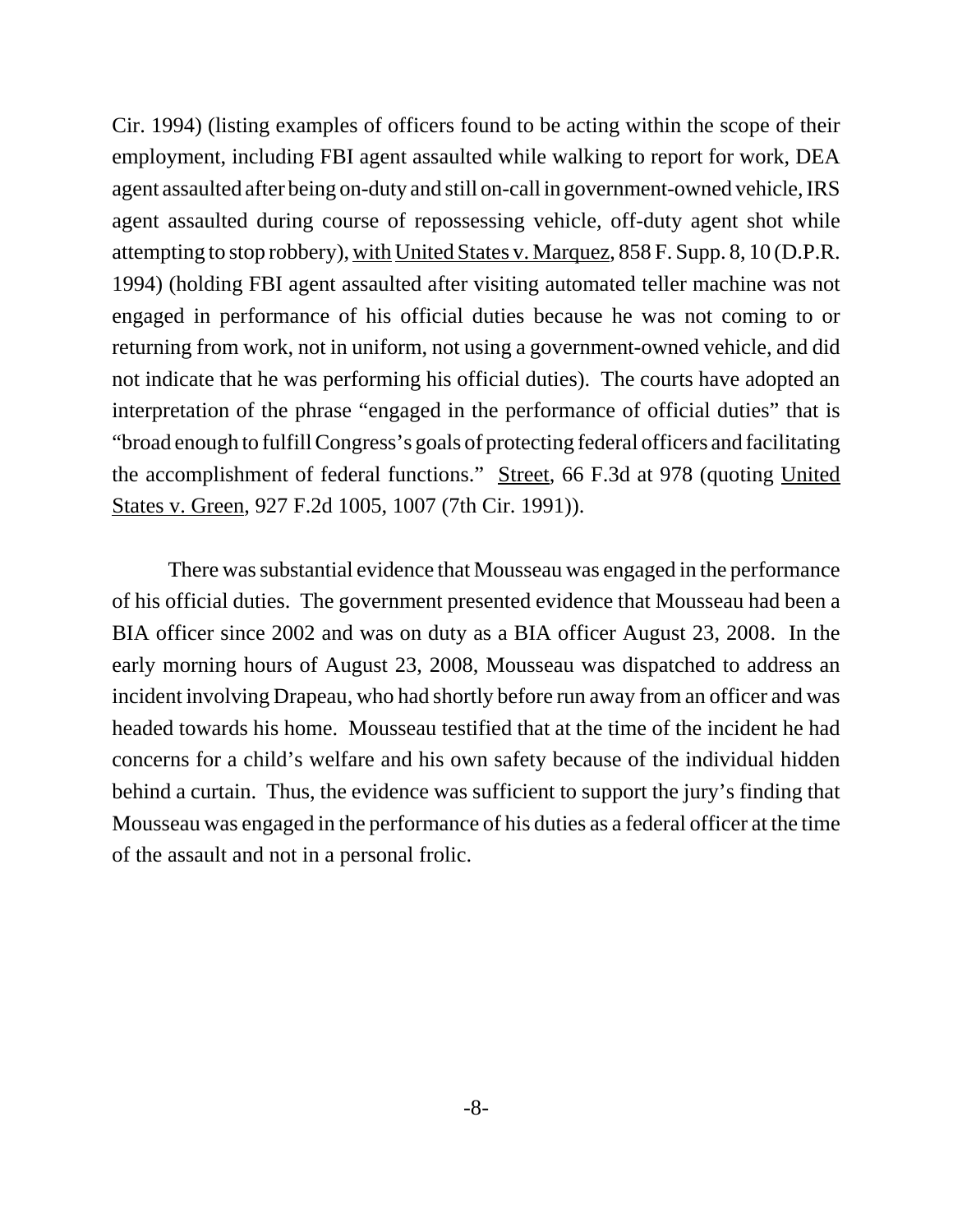Cir. 1994) (listing examples of officers found to be acting within the scope of their employment, including FBI agent assaulted while walking to report for work, DEA agent assaulted after being on-duty and still on-call in government-owned vehicle, IRS agent assaulted during course of repossessing vehicle, off-duty agent shot while attempting to stop robbery), with United States v. Marquez, 858 F. Supp. 8, 10 (D.P.R. 1994) (holding FBI agent assaulted after visiting automated teller machine was not engaged in performance of his official duties because he was not coming to or returning from work, not in uniform, not using a government-owned vehicle, and did not indicate that he was performing his official duties). The courts have adopted an interpretation of the phrase "engaged in the performance of official duties" that is "broad enough to fulfill Congress's goals of protecting federal officers and facilitating the accomplishment of federal functions." Street, 66 F.3d at 978 (quoting United States v. Green, 927 F.2d 1005, 1007 (7th Cir. 1991)).

There was substantial evidence that Mousseau was engaged in the performance of his official duties. The government presented evidence that Mousseau had been a BIA officer since 2002 and was on duty as a BIA officer August 23, 2008. In the early morning hours of August 23, 2008, Mousseau was dispatched to address an incident involving Drapeau, who had shortly before run away from an officer and was headed towards his home. Mousseau testified that at the time of the incident he had concerns for a child's welfare and his own safety because of the individual hidden behind a curtain. Thus, the evidence was sufficient to support the jury's finding that Mousseau was engaged in the performance of his duties as a federal officer at the time of the assault and not in a personal frolic.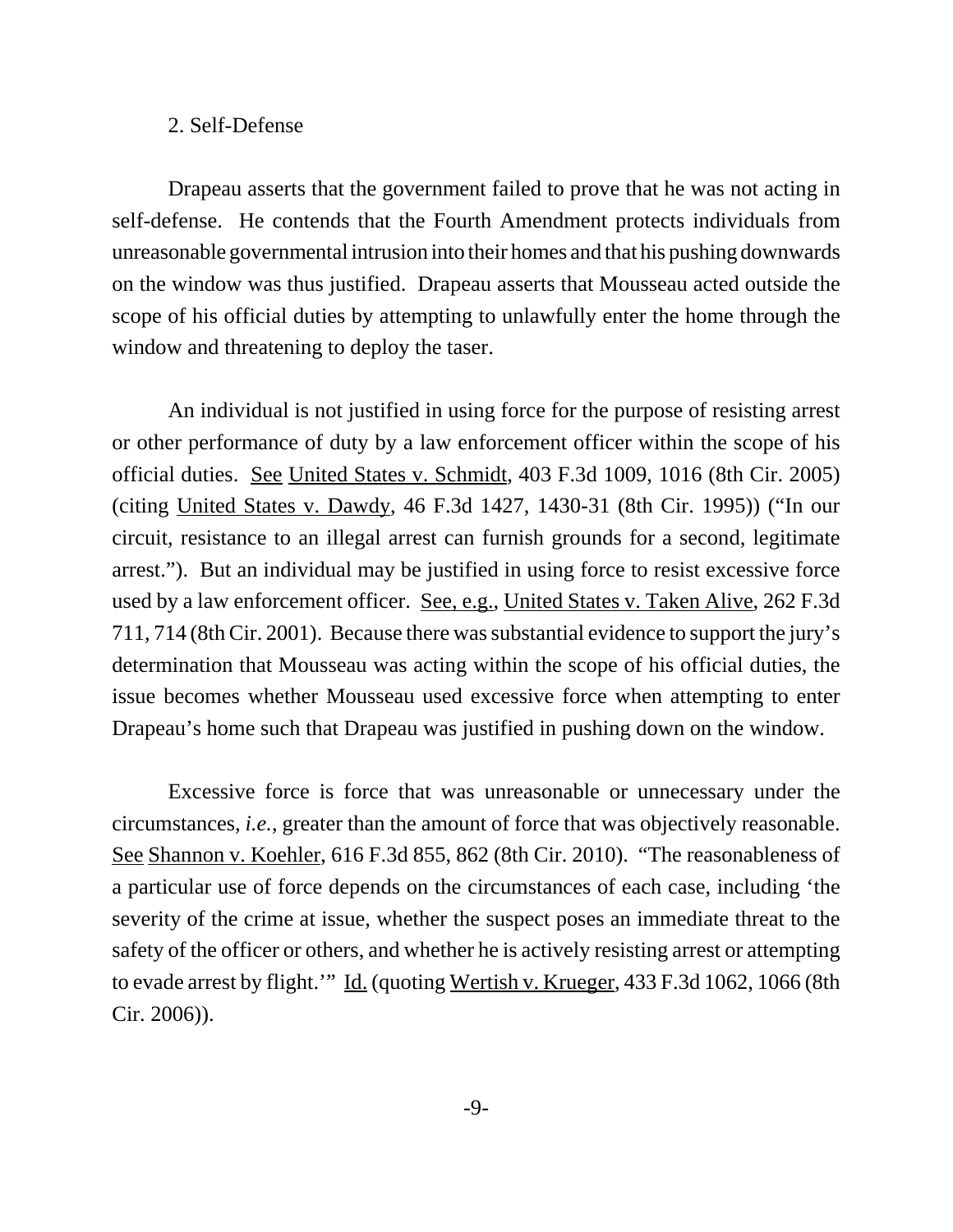2. Self-Defense

Drapeau asserts that the government failed to prove that he was not acting in self-defense. He contends that the Fourth Amendment protects individuals from unreasonable governmental intrusion into their homes and that his pushing downwards on the window was thus justified. Drapeau asserts that Mousseau acted outside the scope of his official duties by attempting to unlawfully enter the home through the window and threatening to deploy the taser.

An individual is not justified in using force for the purpose of resisting arrest or other performance of duty by a law enforcement officer within the scope of his official duties. See United States v. Schmidt, 403 F.3d 1009, 1016 (8th Cir. 2005) (citing United States v. Dawdy, 46 F.3d 1427, 1430-31 (8th Cir. 1995)) ("In our circuit, resistance to an illegal arrest can furnish grounds for a second, legitimate arrest."). But an individual may be justified in using force to resist excessive force used by a law enforcement officer. See, e.g., United States v. Taken Alive, 262 F.3d 711, 714 (8th Cir. 2001). Because there was substantial evidence to support the jury's determination that Mousseau was acting within the scope of his official duties, the issue becomes whether Mousseau used excessive force when attempting to enter Drapeau's home such that Drapeau was justified in pushing down on the window.

Excessive force is force that was unreasonable or unnecessary under the circumstances, *i.e.*, greater than the amount of force that was objectively reasonable. See Shannon v. Koehler, 616 F.3d 855, 862 (8th Cir. 2010). "The reasonableness of a particular use of force depends on the circumstances of each case, including 'the severity of the crime at issue, whether the suspect poses an immediate threat to the safety of the officer or others, and whether he is actively resisting arrest or attempting to evade arrest by flight.'" Id. (quoting Wertish v. Krueger, 433 F.3d 1062, 1066 (8th Cir. 2006)).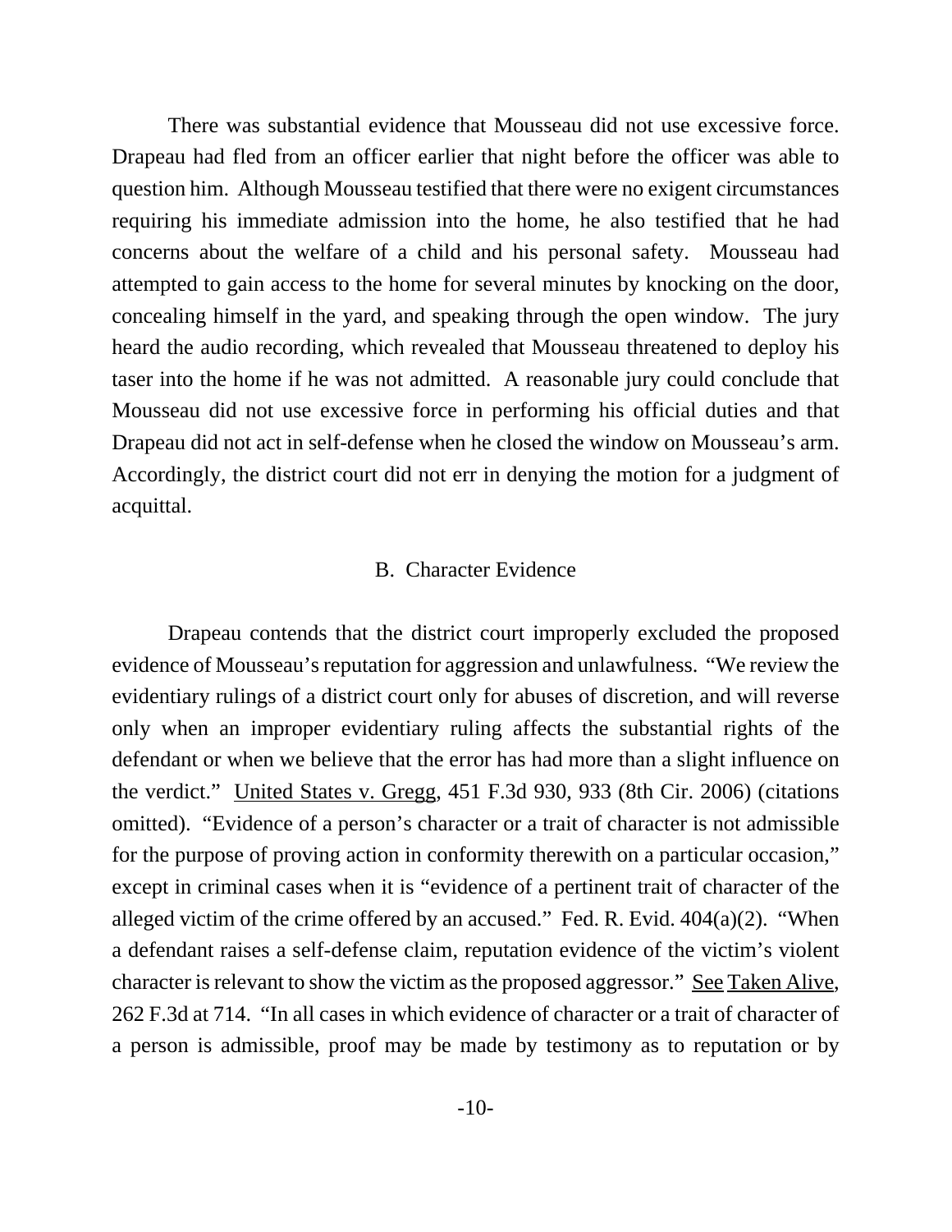There was substantial evidence that Mousseau did not use excessive force. Drapeau had fled from an officer earlier that night before the officer was able to question him. Although Mousseau testified that there were no exigent circumstances requiring his immediate admission into the home, he also testified that he had concerns about the welfare of a child and his personal safety. Mousseau had attempted to gain access to the home for several minutes by knocking on the door, concealing himself in the yard, and speaking through the open window. The jury heard the audio recording, which revealed that Mousseau threatened to deploy his taser into the home if he was not admitted. A reasonable jury could conclude that Mousseau did not use excessive force in performing his official duties and that Drapeau did not act in self-defense when he closed the window on Mousseau's arm. Accordingly, the district court did not err in denying the motion for a judgment of acquittal.

## B. Character Evidence

Drapeau contends that the district court improperly excluded the proposed evidence of Mousseau's reputation for aggression and unlawfulness. "We review the evidentiary rulings of a district court only for abuses of discretion, and will reverse only when an improper evidentiary ruling affects the substantial rights of the defendant or when we believe that the error has had more than a slight influence on the verdict." United States v. Gregg, 451 F.3d 930, 933 (8th Cir. 2006) (citations omitted). "Evidence of a person's character or a trait of character is not admissible for the purpose of proving action in conformity therewith on a particular occasion," except in criminal cases when it is "evidence of a pertinent trait of character of the alleged victim of the crime offered by an accused." Fed. R. Evid. 404(a)(2). "When a defendant raises a self-defense claim, reputation evidence of the victim's violent character is relevant to show the victim as the proposed aggressor." See Taken Alive, 262 F.3d at 714. "In all cases in which evidence of character or a trait of character of a person is admissible, proof may be made by testimony as to reputation or by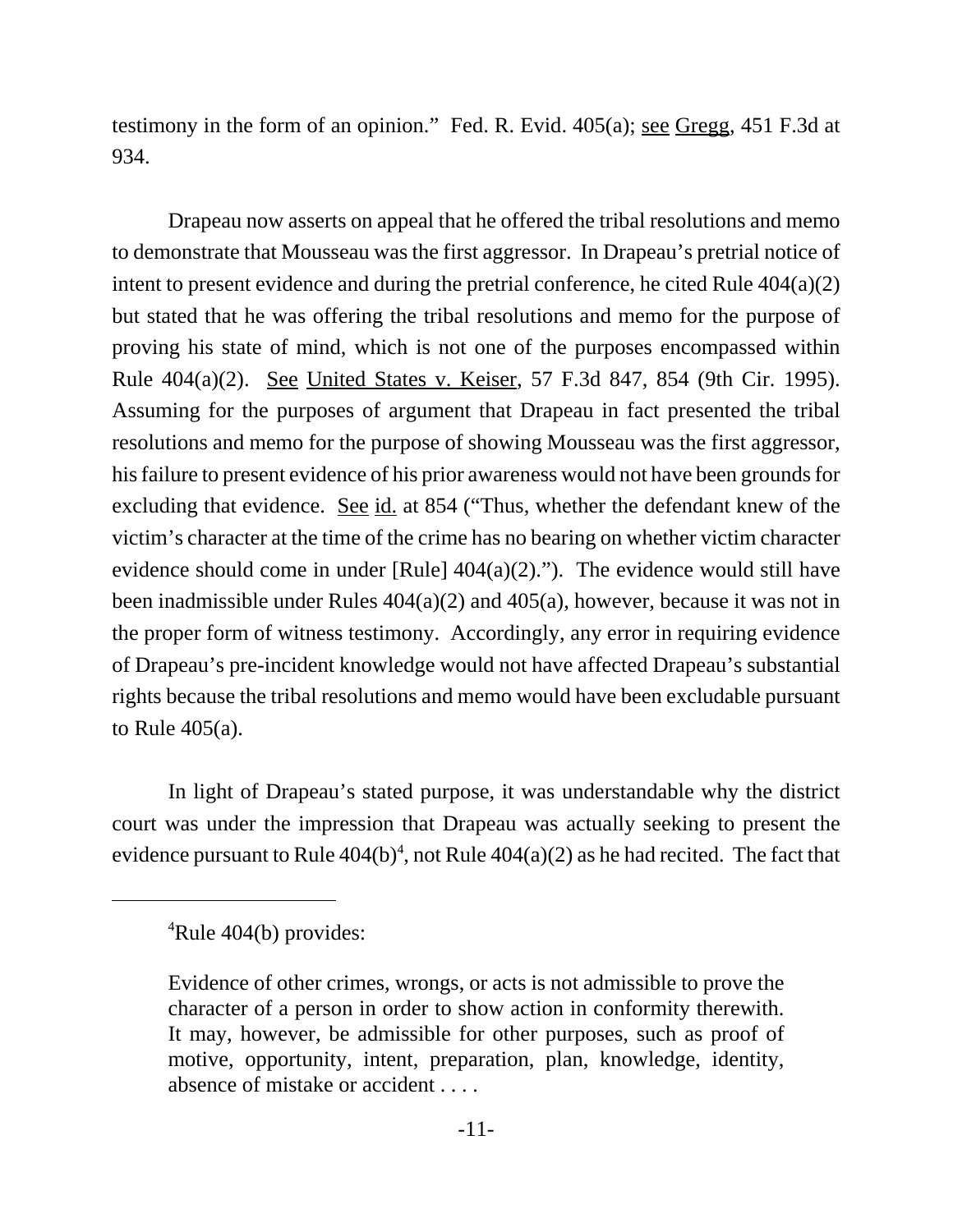testimony in the form of an opinion." Fed. R. Evid. 405(a); see Gregg, 451 F.3d at 934.

Drapeau now asserts on appeal that he offered the tribal resolutions and memo to demonstrate that Mousseau was the first aggressor. In Drapeau's pretrial notice of intent to present evidence and during the pretrial conference, he cited Rule 404(a)(2) but stated that he was offering the tribal resolutions and memo for the purpose of proving his state of mind, which is not one of the purposes encompassed within Rule 404(a)(2). See United States v. Keiser, 57 F.3d 847, 854 (9th Cir. 1995). Assuming for the purposes of argument that Drapeau in fact presented the tribal resolutions and memo for the purpose of showing Mousseau was the first aggressor, his failure to present evidence of his prior awareness would not have been grounds for excluding that evidence. See id. at 854 ("Thus, whether the defendant knew of the victim's character at the time of the crime has no bearing on whether victim character evidence should come in under [Rule] 404(a)(2)."). The evidence would still have been inadmissible under Rules 404(a)(2) and 405(a), however, because it was not in the proper form of witness testimony. Accordingly, any error in requiring evidence of Drapeau's pre-incident knowledge would not have affected Drapeau's substantial rights because the tribal resolutions and memo would have been excludable pursuant to Rule 405(a).

In light of Drapeau's stated purpose, it was understandable why the district court was under the impression that Drapeau was actually seeking to present the evidence pursuant to Rule 404(b)[4], not Rule 404(a)(2) as he had recited. The fact that

---

[4]Rule 404(b) provides:

> Evidence of other crimes, wrongs, or acts is not admissible to prove the character of a person in order to show action in conformity therewith. It may, however, be admissible for other purposes, such as proof of motive, opportunity, intent, preparation, plan, knowledge, identity, absence of mistake or accident . . . .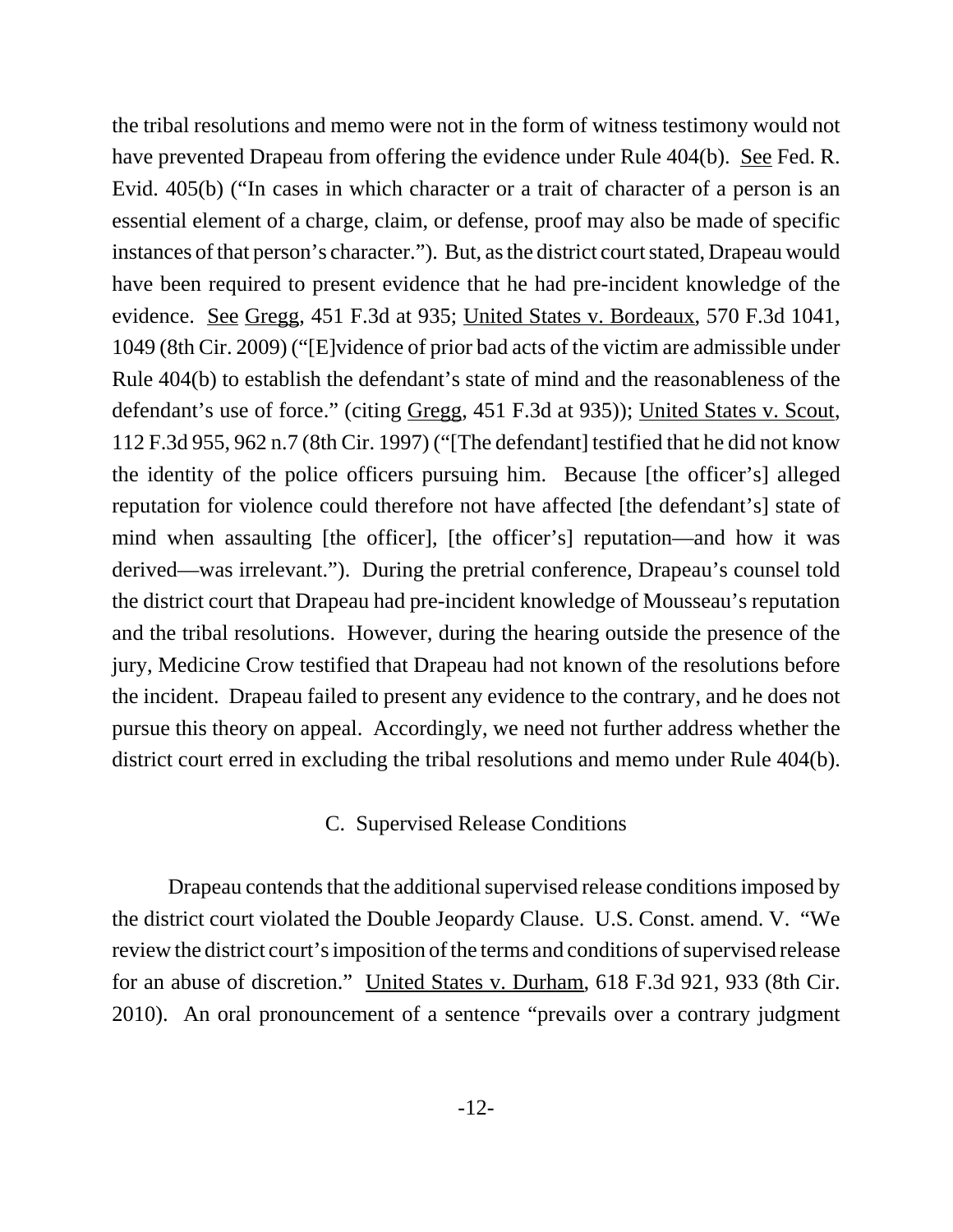the tribal resolutions and memo were not in the form of witness testimony would not have prevented Drapeau from offering the evidence under Rule 404(b). See Fed. R. Evid. 405(b) ("In cases in which character or a trait of character of a person is an essential element of a charge, claim, or defense, proof may also be made of specific instances of that person's character."). But, as the district court stated, Drapeau would have been required to present evidence that he had pre-incident knowledge of the evidence. See Gregg, 451 F.3d at 935; United States v. Bordeaux, 570 F.3d 1041, 1049 (8th Cir. 2009) ("[E]vidence of prior bad acts of the victim are admissible under Rule 404(b) to establish the defendant's state of mind and the reasonableness of the defendant's use of force." (citing Gregg, 451 F.3d at 935)); United States v. Scout, 112 F.3d 955, 962 n.7 (8th Cir. 1997) ("[The defendant] testified that he did not know the identity of the police officers pursuing him. Because [the officer's] alleged reputation for violence could therefore not have affected [the defendant's] state of mind when assaulting [the officer], [the officer's] reputation—and how it was derived—was irrelevant."). During the pretrial conference, Drapeau's counsel told the district court that Drapeau had pre-incident knowledge of Mousseau's reputation and the tribal resolutions. However, during the hearing outside the presence of the jury, Medicine Crow testified that Drapeau had not known of the resolutions before the incident. Drapeau failed to present any evidence to the contrary, and he does not pursue this theory on appeal. Accordingly, we need not further address whether the district court erred in excluding the tribal resolutions and memo under Rule 404(b).

### C. Supervised Release Conditions

Drapeau contends that the additional supervised release conditions imposed by the district court violated the Double Jeopardy Clause. U.S. Const. amend. V. "We review the district court's imposition of the terms and conditions of supervised release for an abuse of discretion." United States v. Durham, 618 F.3d 921, 933 (8th Cir. 2010). An oral pronouncement of a sentence "prevails over a contrary judgment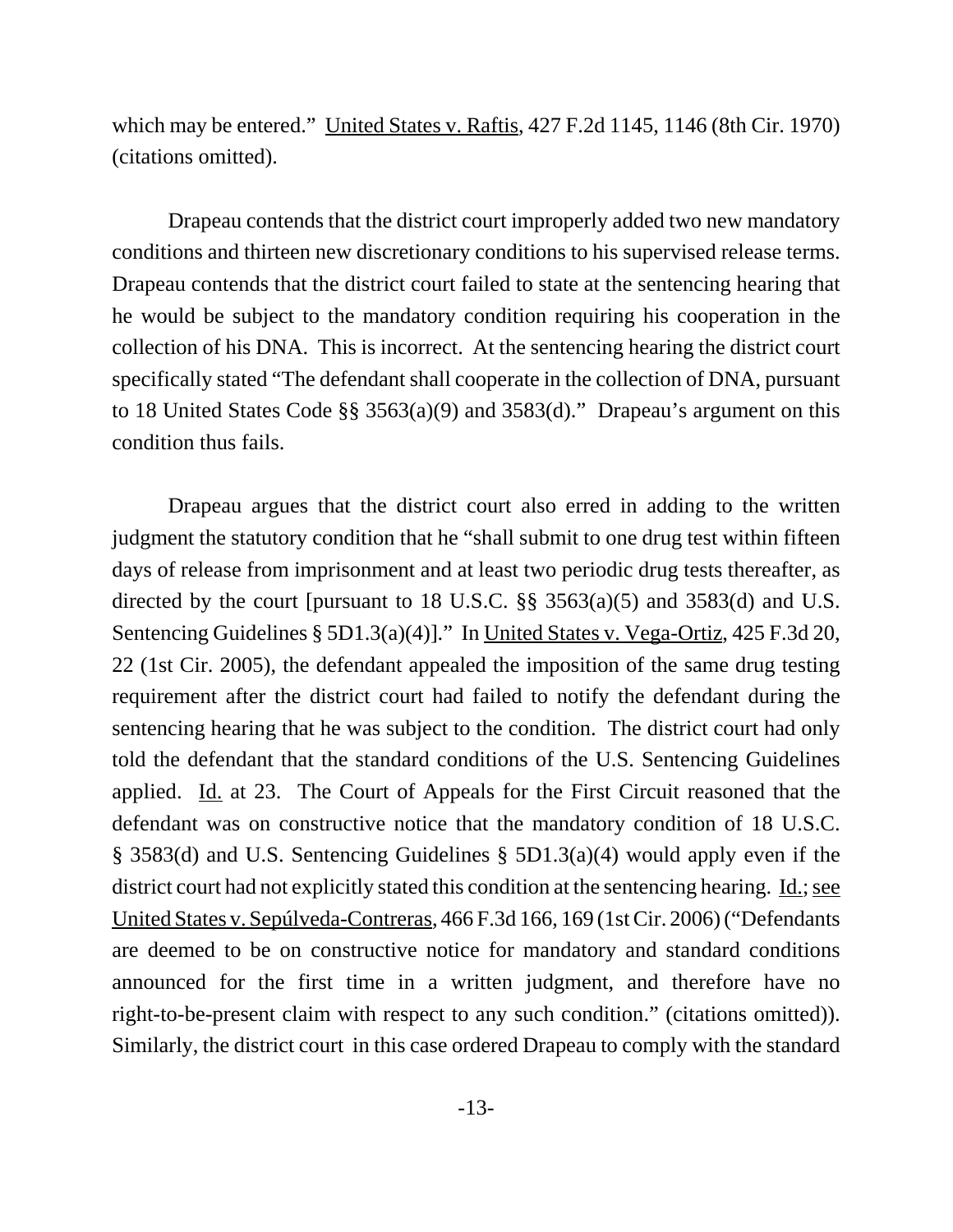which may be entered." United States v. Raftis, 427 F.2d 1145, 1146 (8th Cir. 1970) (citations omitted).

Drapeau contends that the district court improperly added two new mandatory conditions and thirteen new discretionary conditions to his supervised release terms. Drapeau contends that the district court failed to state at the sentencing hearing that he would be subject to the mandatory condition requiring his cooperation in the collection of his DNA. This is incorrect. At the sentencing hearing the district court specifically stated "The defendant shall cooperate in the collection of DNA, pursuant to 18 United States Code §§ 3563(a)(9) and 3583(d)." Drapeau's argument on this condition thus fails.

Drapeau argues that the district court also erred in adding to the written judgment the statutory condition that he "shall submit to one drug test within fifteen days of release from imprisonment and at least two periodic drug tests thereafter, as directed by the court [pursuant to 18 U.S.C. §§ 3563(a)(5) and 3583(d) and U.S. Sentencing Guidelines § 5D1.3(a)(4)]." In United States v. Vega-Ortiz, 425 F.3d 20, 22 (1st Cir. 2005), the defendant appealed the imposition of the same drug testing requirement after the district court had failed to notify the defendant during the sentencing hearing that he was subject to the condition. The district court had only told the defendant that the standard conditions of the U.S. Sentencing Guidelines applied. Id. at 23. The Court of Appeals for the First Circuit reasoned that the defendant was on constructive notice that the mandatory condition of 18 U.S.C. § 3583(d) and U.S. Sentencing Guidelines § 5D1.3(a)(4) would apply even if the district court had not explicitly stated this condition at the sentencing hearing. Id.; see United States v. Sepúlveda-Contreras, 466 F.3d 166, 169 (1st Cir. 2006) ("Defendants are deemed to be on constructive notice for mandatory and standard conditions announced for the first time in a written judgment, and therefore have no right-to-be-present claim with respect to any such condition." (citations omitted)). Similarly, the district court in this case ordered Drapeau to comply with the standard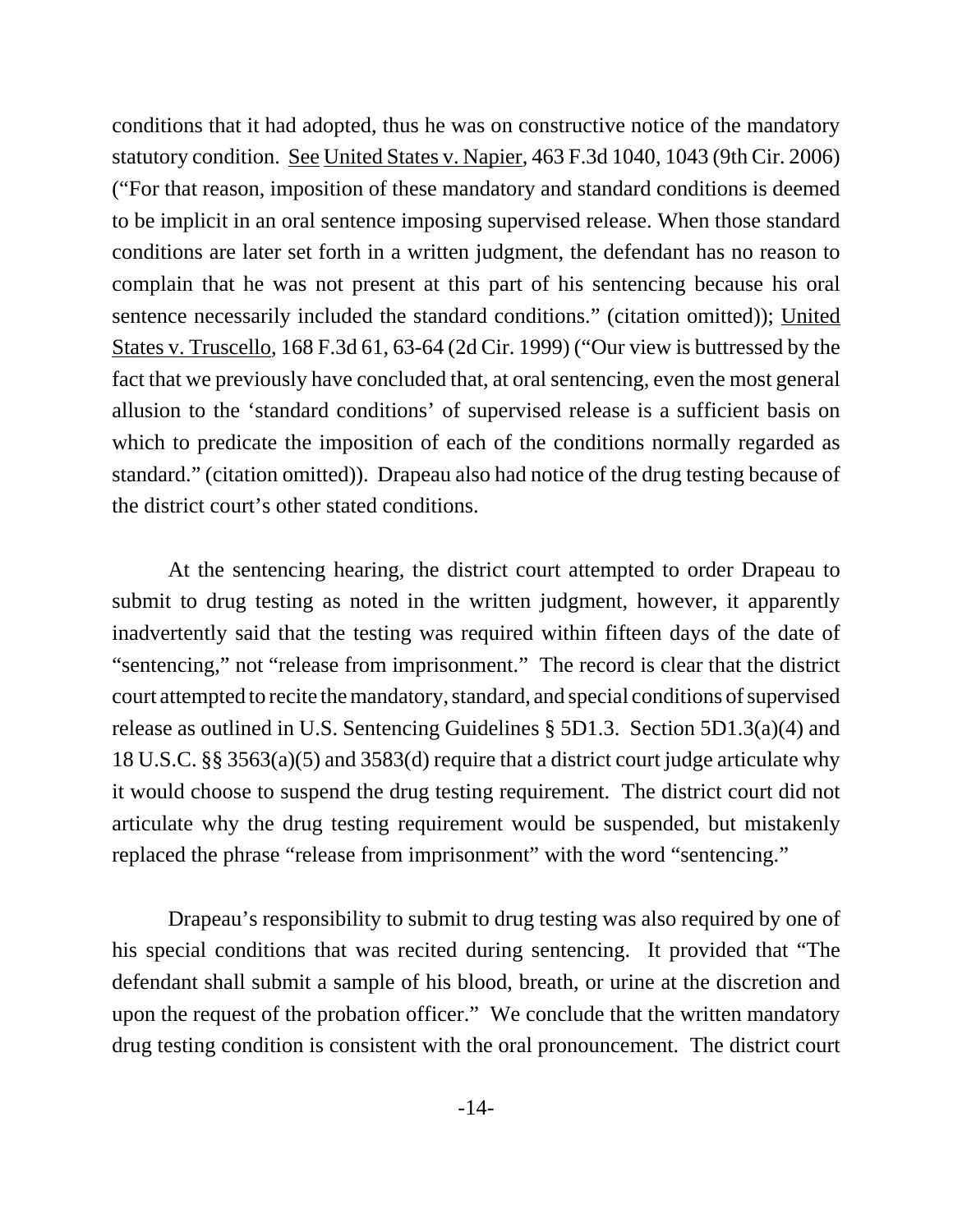conditions that it had adopted, thus he was on constructive notice of the mandatory statutory condition. See United States v. Napier, 463 F.3d 1040, 1043 (9th Cir. 2006) ("For that reason, imposition of these mandatory and standard conditions is deemed to be implicit in an oral sentence imposing supervised release. When those standard conditions are later set forth in a written judgment, the defendant has no reason to complain that he was not present at this part of his sentencing because his oral sentence necessarily included the standard conditions." (citation omitted)); United States v. Truscello, 168 F.3d 61, 63-64 (2d Cir. 1999) ("Our view is buttressed by the fact that we previously have concluded that, at oral sentencing, even the most general allusion to the 'standard conditions' of supervised release is a sufficient basis on which to predicate the imposition of each of the conditions normally regarded as standard." (citation omitted)). Drapeau also had notice of the drug testing because of the district court's other stated conditions.

At the sentencing hearing, the district court attempted to order Drapeau to submit to drug testing as noted in the written judgment, however, it apparently inadvertently said that the testing was required within fifteen days of the date of "sentencing," not "release from imprisonment." The record is clear that the district court attempted to recite the mandatory, standard, and special conditions of supervised release as outlined in U.S. Sentencing Guidelines § 5D1.3. Section 5D1.3(a)(4) and 18 U.S.C. §§ 3563(a)(5) and 3583(d) require that a district court judge articulate why it would choose to suspend the drug testing requirement. The district court did not articulate why the drug testing requirement would be suspended, but mistakenly replaced the phrase "release from imprisonment" with the word "sentencing."

Drapeau's responsibility to submit to drug testing was also required by one of his special conditions that was recited during sentencing. It provided that "The defendant shall submit a sample of his blood, breath, or urine at the discretion and upon the request of the probation officer." We conclude that the written mandatory drug testing condition is consistent with the oral pronouncement. The district court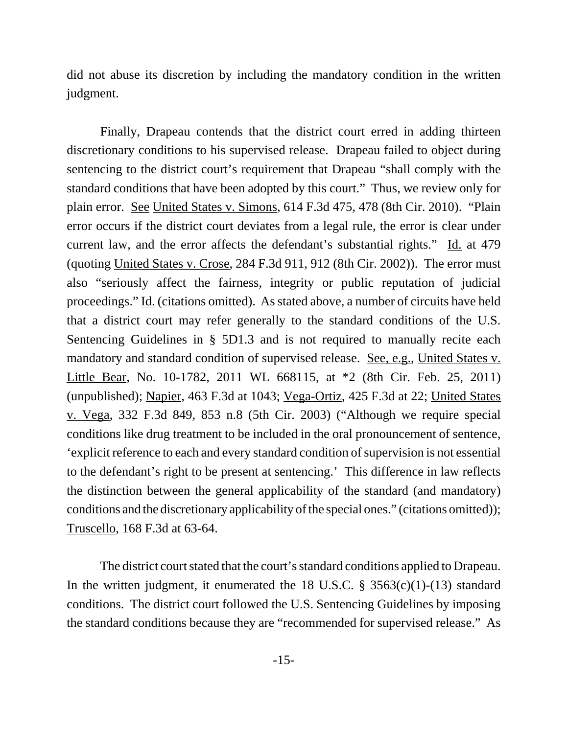did not abuse its discretion by including the mandatory condition in the written judgment.

Finally, Drapeau contends that the district court erred in adding thirteen discretionary conditions to his supervised release. Drapeau failed to object during sentencing to the district court's requirement that Drapeau "shall comply with the standard conditions that have been adopted by this court." Thus, we review only for plain error. See United States v. Simons, 614 F.3d 475, 478 (8th Cir. 2010). "Plain error occurs if the district court deviates from a legal rule, the error is clear under current law, and the error affects the defendant's substantial rights." Id. at 479 (quoting United States v. Crose, 284 F.3d 911, 912 (8th Cir. 2002)). The error must also "seriously affect the fairness, integrity or public reputation of judicial proceedings." Id. (citations omitted). As stated above, a number of circuits have held that a district court may refer generally to the standard conditions of the U.S. Sentencing Guidelines in § 5D1.3 and is not required to manually recite each mandatory and standard condition of supervised release. See, e.g., United States v. Little Bear, No. 10-1782, 2011 WL 668115, at *2 (8th Cir. Feb. 25, 2011) (unpublished); Napier, 463 F.3d at 1043; Vega-Ortiz, 425 F.3d at 22; United States v. Vega, 332 F.3d 849, 853 n.8 (5th Cir. 2003) ("Although we require special conditions like drug treatment to be included in the oral pronouncement of sentence, 'explicit reference to each and every standard condition of supervision is not essential to the defendant's right to be present at sentencing.' This difference in law reflects the distinction between the general applicability of the standard (and mandatory) conditions and the discretionary applicability of the special ones." (citations omitted)); Truscello, 168 F.3d at 63-64.

The district court stated that the court's standard conditions applied to Drapeau. In the written judgment, it enumerated the 18 U.S.C. § 3563(c)(1)-(13) standard conditions. The district court followed the U.S. Sentencing Guidelines by imposing the standard conditions because they are "recommended for supervised release." As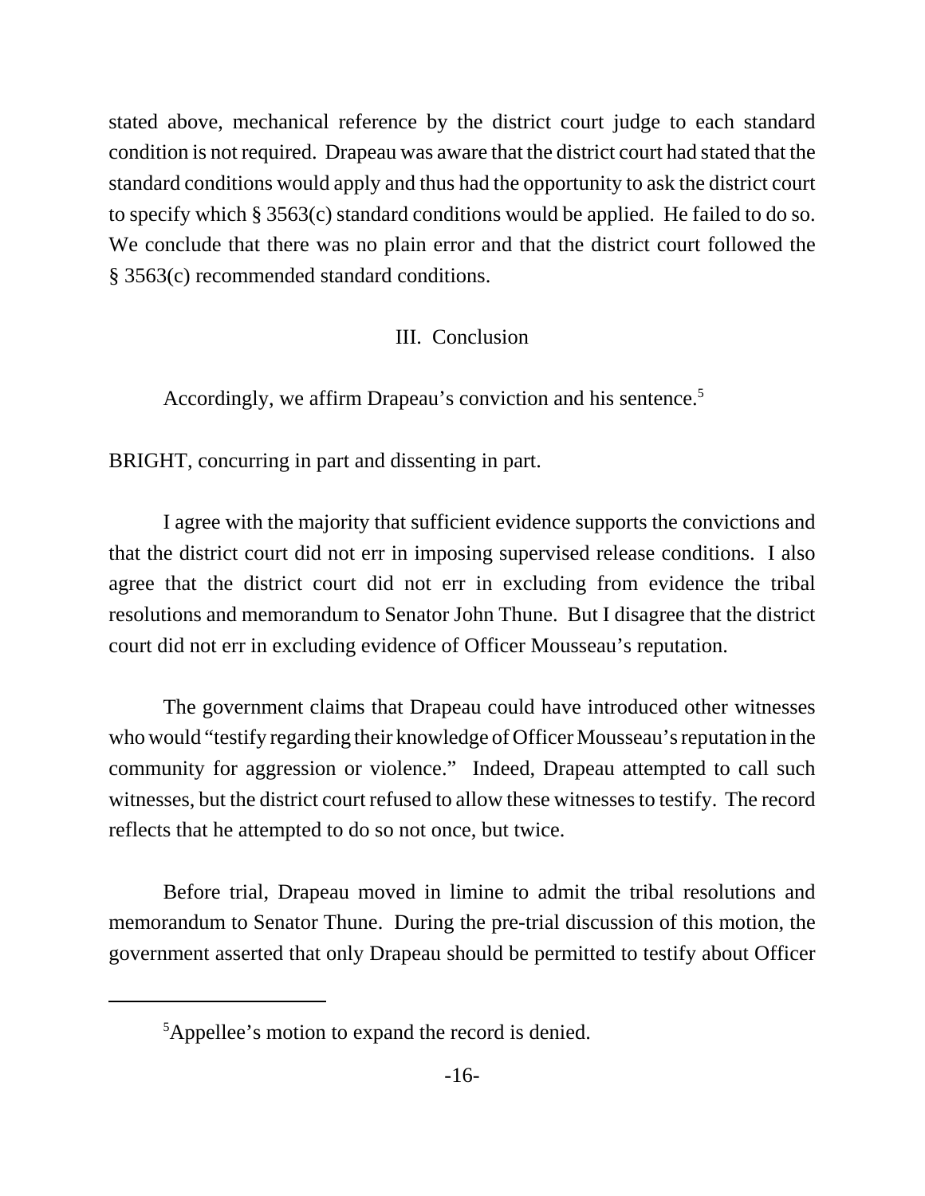stated above, mechanical reference by the district court judge to each standard condition is not required. Drapeau was aware that the district court had stated that the standard conditions would apply and thus had the opportunity to ask the district court to specify which § 3563(c) standard conditions would be applied. He failed to do so. We conclude that there was no plain error and that the district court followed the § 3563(c) recommended standard conditions.

III. Conclusion

Accordingly, we affirm Drapeau's conviction and his sentence.[5]

BRIGHT, concurring in part and dissenting in part.

I agree with the majority that sufficient evidence supports the convictions and that the district court did not err in imposing supervised release conditions. I also agree that the district court did not err in excluding from evidence the tribal resolutions and memorandum to Senator John Thune. But I disagree that the district court did not err in excluding evidence of Officer Mousseau's reputation.

The government claims that Drapeau could have introduced other witnesses who would "testify regarding their knowledge of Officer Mousseau's reputation in the community for aggression or violence." Indeed, Drapeau attempted to call such witnesses, but the district court refused to allow these witnesses to testify. The record reflects that he attempted to do so not once, but twice.

Before trial, Drapeau moved in limine to admit the tribal resolutions and memorandum to Senator Thune. During the pre-trial discussion of this motion, the government asserted that only Drapeau should be permitted to testify about Officer

---

[5]Appellee's motion to expand the record is denied.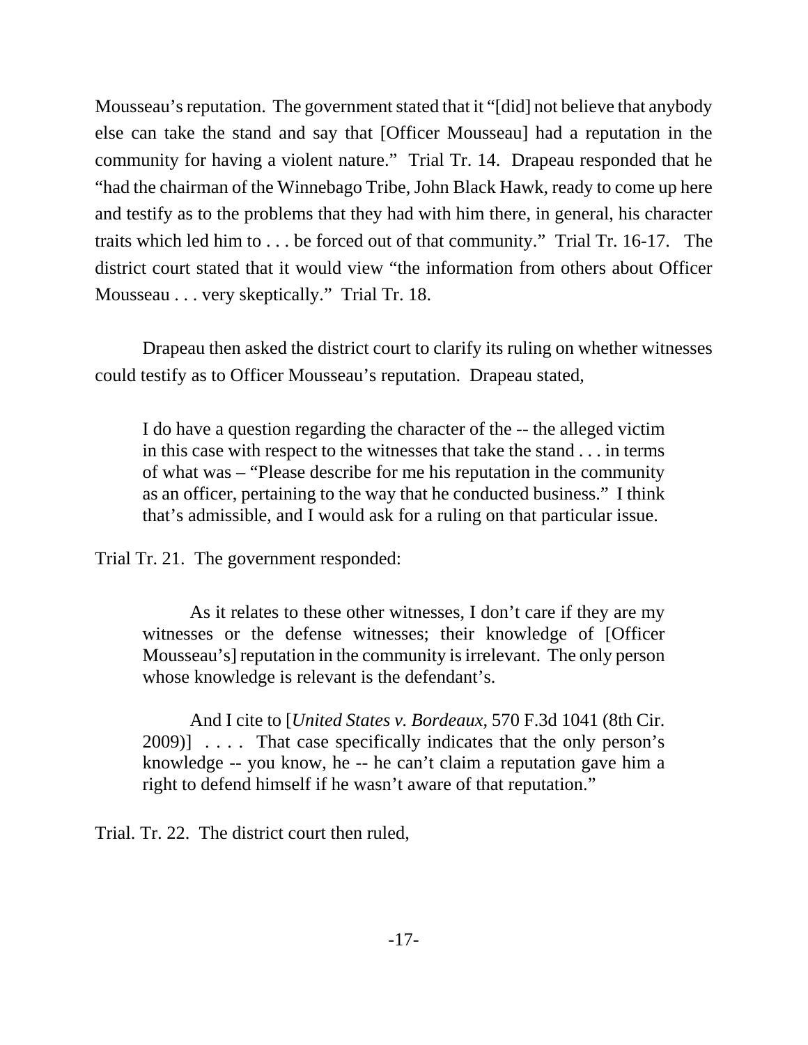Mousseau's reputation. The government stated that it "[did] not believe that anybody else can take the stand and say that [Officer Mousseau] had a reputation in the community for having a violent nature." Trial Tr. 14. Drapeau responded that he "had the chairman of the Winnebago Tribe, John Black Hawk, ready to come up here and testify as to the problems that they had with him there, in general, his character traits which led him to . . . be forced out of that community." Trial Tr. 16-17. The district court stated that it would view "the information from others about Officer Mousseau . . . very skeptically." Trial Tr. 18.

Drapeau then asked the district court to clarify its ruling on whether witnesses could testify as to Officer Mousseau's reputation. Drapeau stated,

> I do have a question regarding the character of the -- the alleged victim in this case with respect to the witnesses that take the stand . . . in terms of what was – "Please describe for me his reputation in the community as an officer, pertaining to the way that he conducted business." I think that's admissible, and I would ask for a ruling on that particular issue.

Trial Tr. 21. The government responded:

> As it relates to these other witnesses, I don't care if they are my witnesses or the defense witnesses; their knowledge of [Officer Mousseau's] reputation in the community is irrelevant. The only person whose knowledge is relevant is the defendant's.
>
> And I cite to [*United States v. Bordeaux*, 570 F.3d 1041 (8th Cir. 2009)] . . . . That case specifically indicates that the only person's knowledge -- you know, he -- he can't claim a reputation gave him a right to defend himself if he wasn't aware of that reputation."

Trial. Tr. 22. The district court then ruled,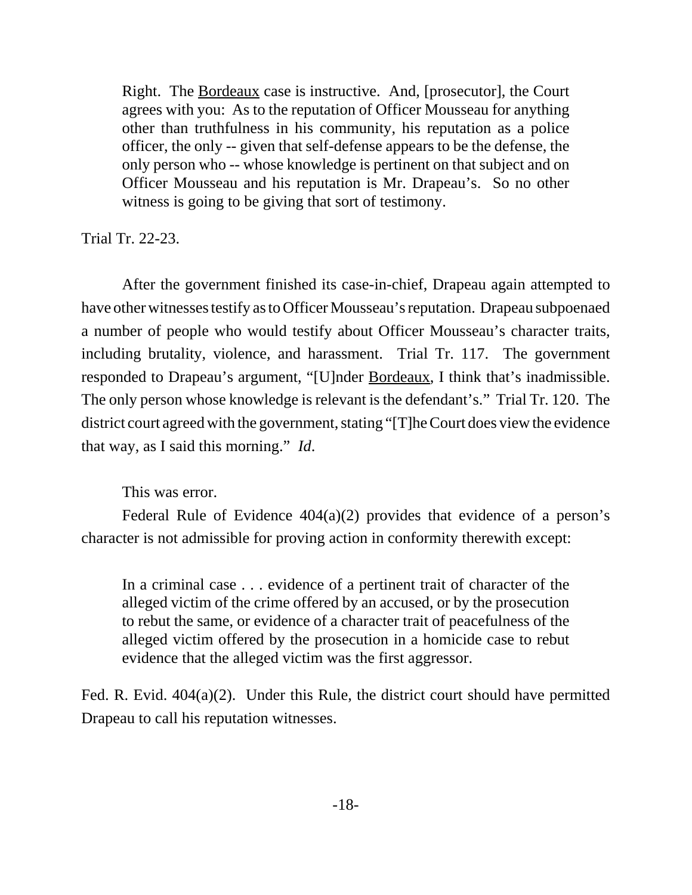> Right. The Bordeaux case is instructive. And, [prosecutor], the Court agrees with you: As to the reputation of Officer Mousseau for anything other than truthfulness in his community, his reputation as a police officer, the only -- given that self-defense appears to be the defense, the only person who -- whose knowledge is pertinent on that subject and on Officer Mousseau and his reputation is Mr. Drapeau's. So no other witness is going to be giving that sort of testimony.

Trial Tr. 22-23.

After the government finished its case-in-chief, Drapeau again attempted to have other witnesses testify as to Officer Mousseau's reputation. Drapeau subpoenaed a number of people who would testify about Officer Mousseau's character traits, including brutality, violence, and harassment. Trial Tr. 117. The government responded to Drapeau's argument, "[U]nder Bordeaux, I think that's inadmissible. The only person whose knowledge is relevant is the defendant's." Trial Tr. 120. The district court agreed with the government, stating "[T]he Court does view the evidence that way, as I said this morning." *Id.*

This was error.

Federal Rule of Evidence 404(a)(2) provides that evidence of a person's character is not admissible for proving action in conformity therewith except:

> In a criminal case . . . evidence of a pertinent trait of character of the alleged victim of the crime offered by an accused, or by the prosecution to rebut the same, or evidence of a character trait of peacefulness of the alleged victim offered by the prosecution in a homicide case to rebut evidence that the alleged victim was the first aggressor.

Fed. R. Evid. 404(a)(2). Under this Rule, the district court should have permitted Drapeau to call his reputation witnesses.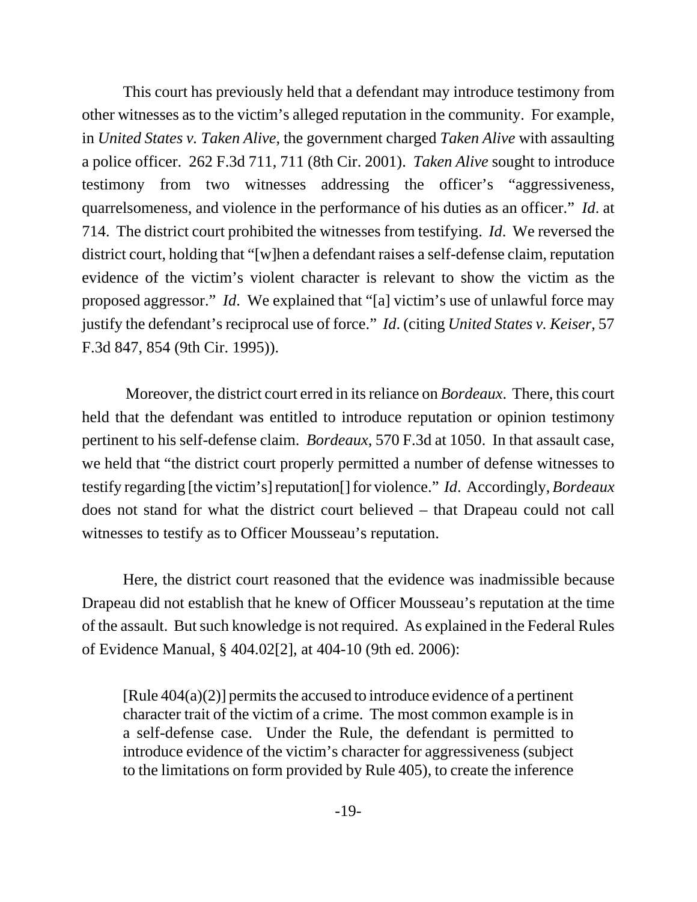This court has previously held that a defendant may introduce testimony from other witnesses as to the victim's alleged reputation in the community. For example, in *United States v. Taken Alive*, the government charged *Taken Alive* with assaulting a police officer. 262 F.3d 711, 711 (8th Cir. 2001). *Taken Alive* sought to introduce testimony from two witnesses addressing the officer's "aggressiveness, quarrelsomeness, and violence in the performance of his duties as an officer." *Id*. at 714. The district court prohibited the witnesses from testifying. *Id*. We reversed the district court, holding that "[w]hen a defendant raises a self-defense claim, reputation evidence of the victim's violent character is relevant to show the victim as the proposed aggressor." *Id*. We explained that "[a] victim's use of unlawful force may justify the defendant's reciprocal use of force." *Id*. (citing *United States v. Keiser*, 57 F.3d 847, 854 (9th Cir. 1995)).

Moreover, the district court erred in its reliance on *Bordeaux*. There, this court held that the defendant was entitled to introduce reputation or opinion testimony pertinent to his self-defense claim. *Bordeaux*, 570 F.3d at 1050. In that assault case, we held that "the district court properly permitted a number of defense witnesses to testify regarding [the victim's] reputation[] for violence." *Id*. Accordingly, *Bordeaux* does not stand for what the district court believed – that Drapeau could not call witnesses to testify as to Officer Mousseau's reputation.

Here, the district court reasoned that the evidence was inadmissible because Drapeau did not establish that he knew of Officer Mousseau's reputation at the time of the assault. But such knowledge is not required. As explained in the Federal Rules of Evidence Manual, § 404.02[2], at 404-10 (9th ed. 2006):

> [Rule 404(a)(2)] permits the accused to introduce evidence of a pertinent character trait of the victim of a crime. The most common example is in a self-defense case. Under the Rule, the defendant is permitted to introduce evidence of the victim's character for aggressiveness (subject to the limitations on form provided by Rule 405), to create the inference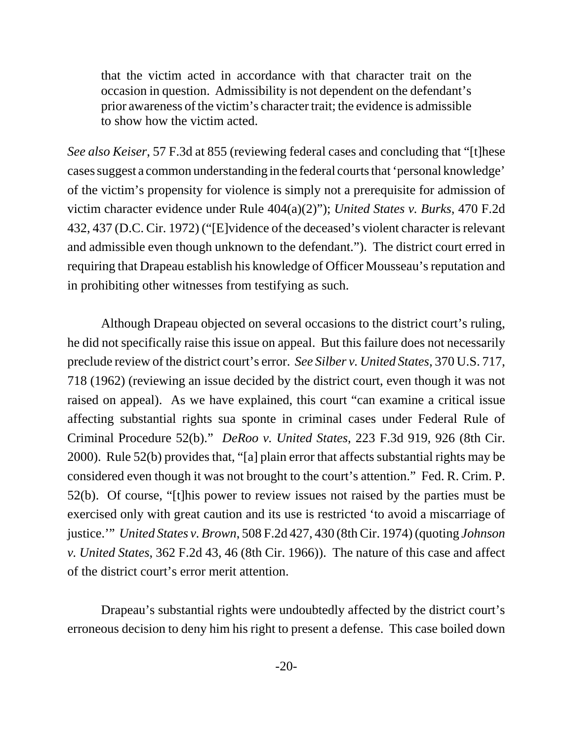> that the victim acted in accordance with that character trait on the occasion in question. Admissibility is not dependent on the defendant's prior awareness of the victim's character trait; the evidence is admissible to show how the victim acted.

*See also Keiser*, 57 F.3d at 855 (reviewing federal cases and concluding that "[t]hese cases suggest a common understanding in the federal courts that 'personal knowledge' of the victim's propensity for violence is simply not a prerequisite for admission of victim character evidence under Rule 404(a)(2)"); *United States v. Burks*, 470 F.2d 432, 437 (D.C. Cir. 1972) ("[E]vidence of the deceased's violent character is relevant and admissible even though unknown to the defendant."). The district court erred in requiring that Drapeau establish his knowledge of Officer Mousseau's reputation and in prohibiting other witnesses from testifying as such.

Although Drapeau objected on several occasions to the district court's ruling, he did not specifically raise this issue on appeal. But this failure does not necessarily preclude review of the district court's error. *See Silber v. United States*, 370 U.S. 717, 718 (1962) (reviewing an issue decided by the district court, even though it was not raised on appeal). As we have explained, this court "can examine a critical issue affecting substantial rights sua sponte in criminal cases under Federal Rule of Criminal Procedure 52(b)." *DeRoo v. United States*, 223 F.3d 919, 926 (8th Cir. 2000). Rule 52(b) provides that, "[a] plain error that affects substantial rights may be considered even though it was not brought to the court's attention." Fed. R. Crim. P. 52(b). Of course, "[t]his power to review issues not raised by the parties must be exercised only with great caution and its use is restricted 'to avoid a miscarriage of justice.'" *United States v. Brown*, 508 F.2d 427, 430 (8th Cir. 1974) (quoting *Johnson v. United States*, 362 F.2d 43, 46 (8th Cir. 1966)). The nature of this case and affect of the district court's error merit attention.

Drapeau's substantial rights were undoubtedly affected by the district court's erroneous decision to deny him his right to present a defense. This case boiled down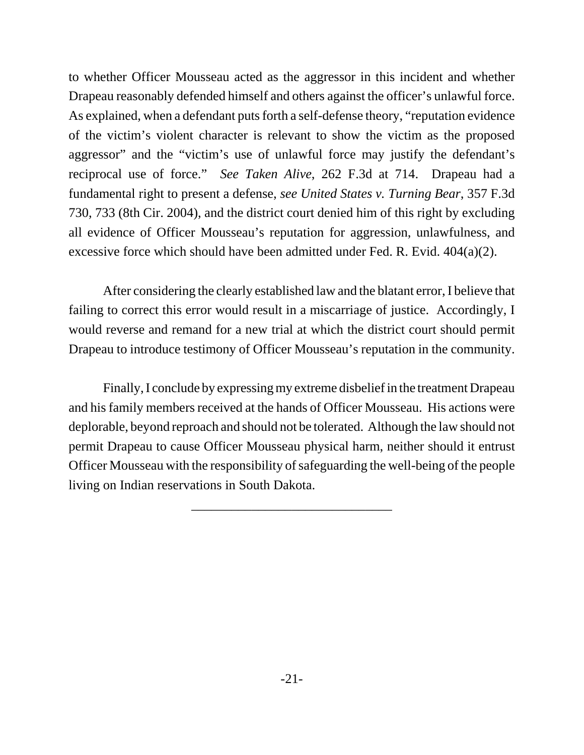to whether Officer Mousseau acted as the aggressor in this incident and whether Drapeau reasonably defended himself and others against the officer's unlawful force. As explained, when a defendant puts forth a self-defense theory, "reputation evidence of the victim's violent character is relevant to show the victim as the proposed aggressor" and the "victim's use of unlawful force may justify the defendant's reciprocal use of force." *See Taken Alive*, 262 F.3d at 714. Drapeau had a fundamental right to present a defense, *see United States v. Turning Bear*, 357 F.3d 730, 733 (8th Cir. 2004), and the district court denied him of this right by excluding all evidence of Officer Mousseau's reputation for aggression, unlawfulness, and excessive force which should have been admitted under Fed. R. Evid. 404(a)(2).

After considering the clearly established law and the blatant error, I believe that failing to correct this error would result in a miscarriage of justice. Accordingly, I would reverse and remand for a new trial at which the district court should permit Drapeau to introduce testimony of Officer Mousseau's reputation in the community.

Finally, I conclude by expressing my extreme disbelief in the treatment Drapeau and his family members received at the hands of Officer Mousseau. His actions were deplorable, beyond reproach and should not be tolerated. Although the law should not permit Drapeau to cause Officer Mousseau physical harm, neither should it entrust Officer Mousseau with the responsibility of safeguarding the well-being of the people living on Indian reservations in South Dakota.

______________________________